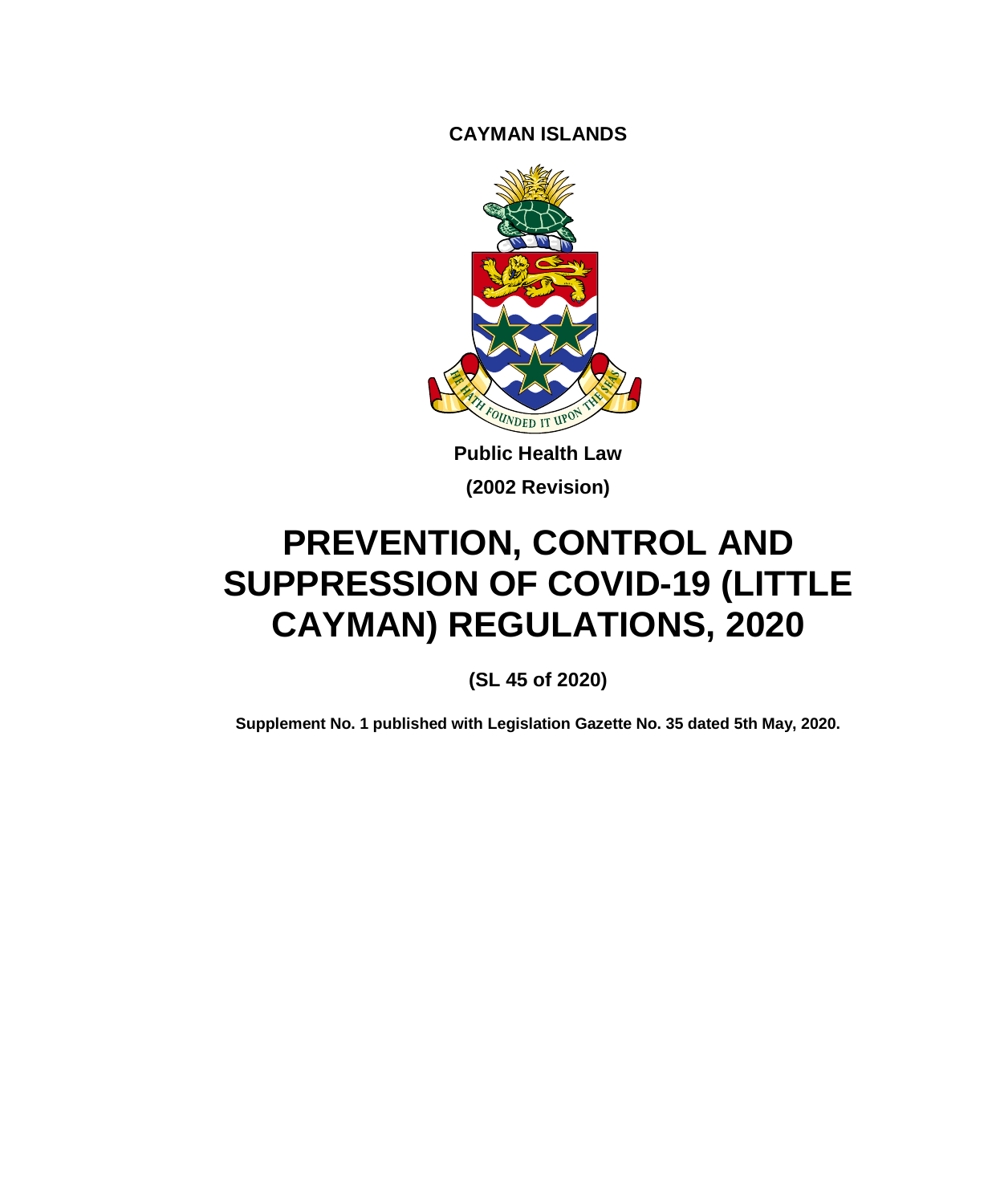**CAYMAN ISLANDS**

**Public Health Law**

**(2002 Revision)**

# PREVENTION, CONTROL AND SUPPRESSION OF COVID-19 (LITTLE CAYMAN) REGULATIONS, 2020

**(SL 45 of 2020)**

**Supplement No. 1 published with Legislation Gazette No. 35 dated 5th May, 2020.**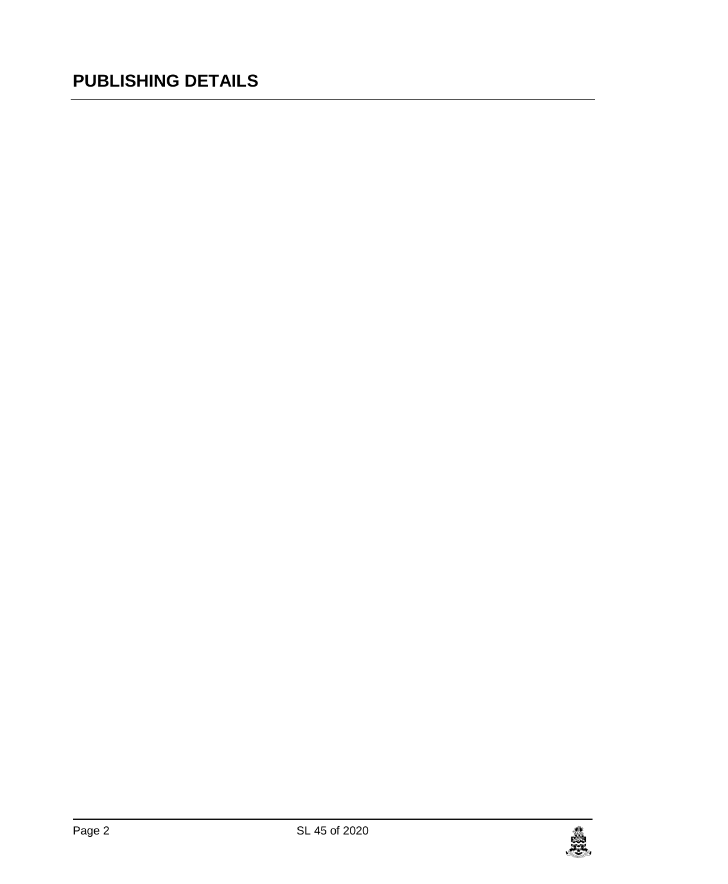## PUBLISHING DETAILS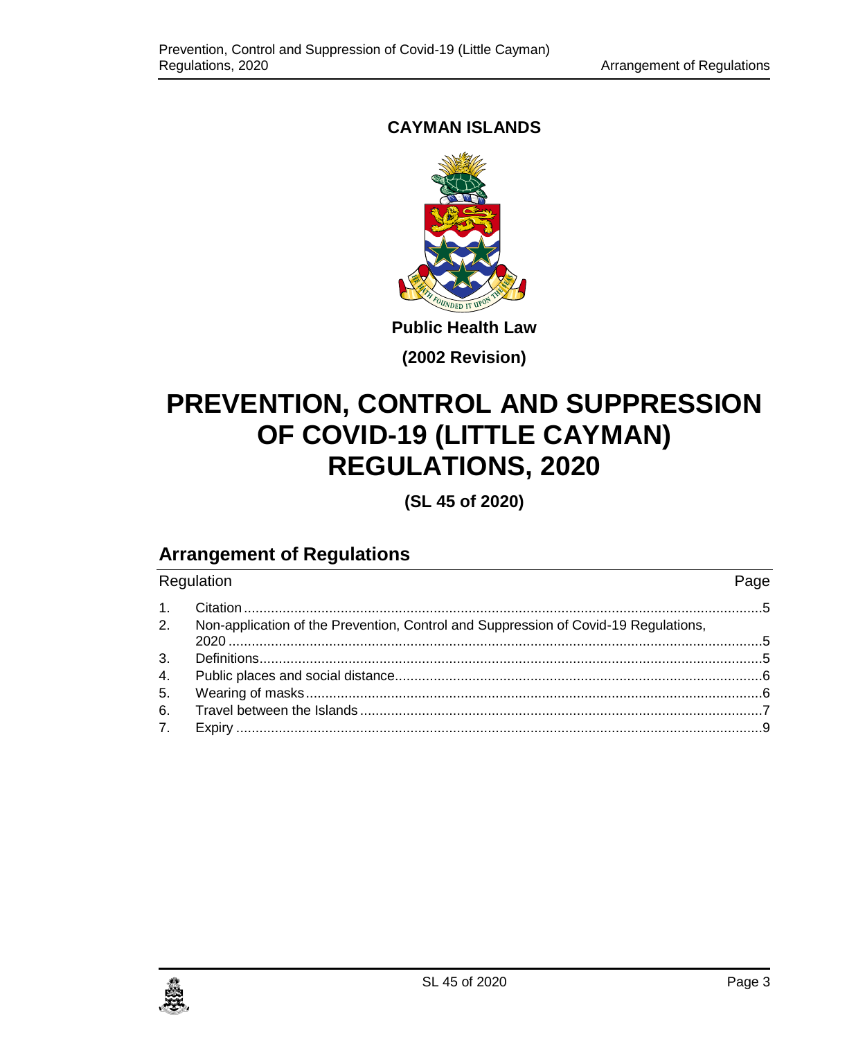**CAYMAN ISLANDS**

**Public Health Law**

**(2002 Revision)**

# PREVENTION, CONTROL AND SUPPRESSION OF COVID-19 (LITTLE CAYMAN) REGULATIONS, 2020

**(SL 45 of 2020)**

## Arrangement of Regulations

| Regulation | | Page |
|---|---|---|
| 1. | Citation | 5 |
| 2. | Non-application of the Prevention, Control and Suppression of Covid-19 Regulations, 2020 | 5 |
| 3. | Definitions | 5 |
| 4. | Public places and social distance | 6 |
| 5. | Wearing of masks | 6 |
| 6. | Travel between the Islands | 7 |
| 7. | Expiry | 9 |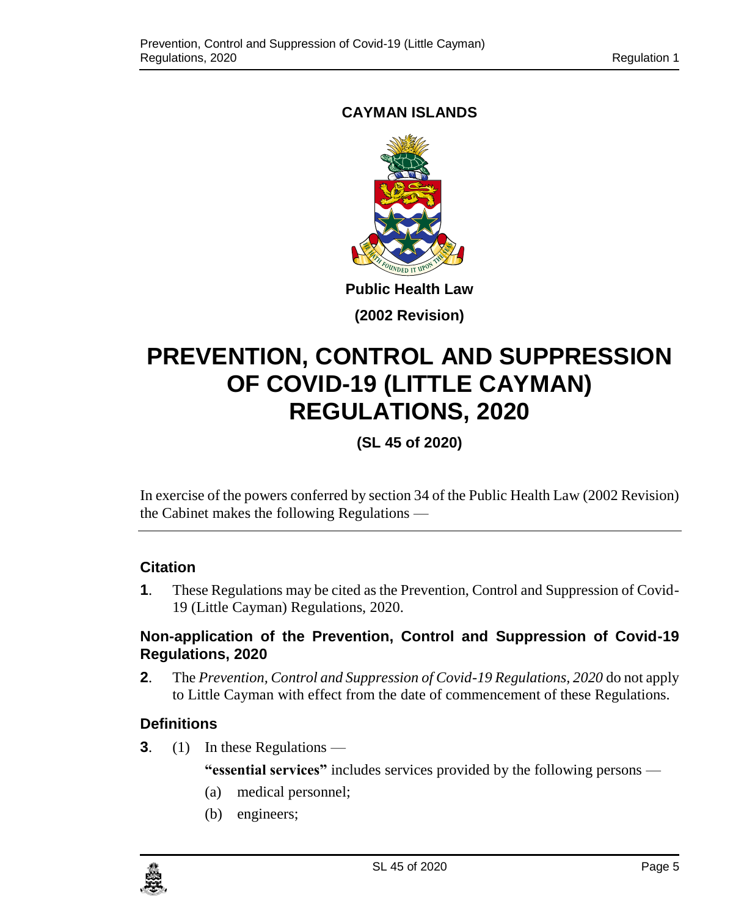**CAYMAN ISLANDS**

**Public Health Law**

**(2002 Revision)**

# PREVENTION, CONTROL AND SUPPRESSION OF COVID-19 (LITTLE CAYMAN) REGULATIONS, 2020

**(SL 45 of 2020)**

In exercise of the powers conferred by section 34 of the Public Health Law (2002 Revision) the Cabinet makes the following Regulations —

---

### Citation

**1**. These Regulations may be cited as the Prevention, Control and Suppression of Covid-19 (Little Cayman) Regulations, 2020.

### Non-application of the Prevention, Control and Suppression of Covid-19 Regulations, 2020

**2**. The *Prevention, Control and Suppression of Covid-19 Regulations, 2020* do not apply to Little Cayman with effect from the date of commencement of these Regulations.

### Definitions

**3**. (1) In these Regulations —

**"essential services"** includes services provided by the following persons —

(a) medical personnel;

(b) engineers;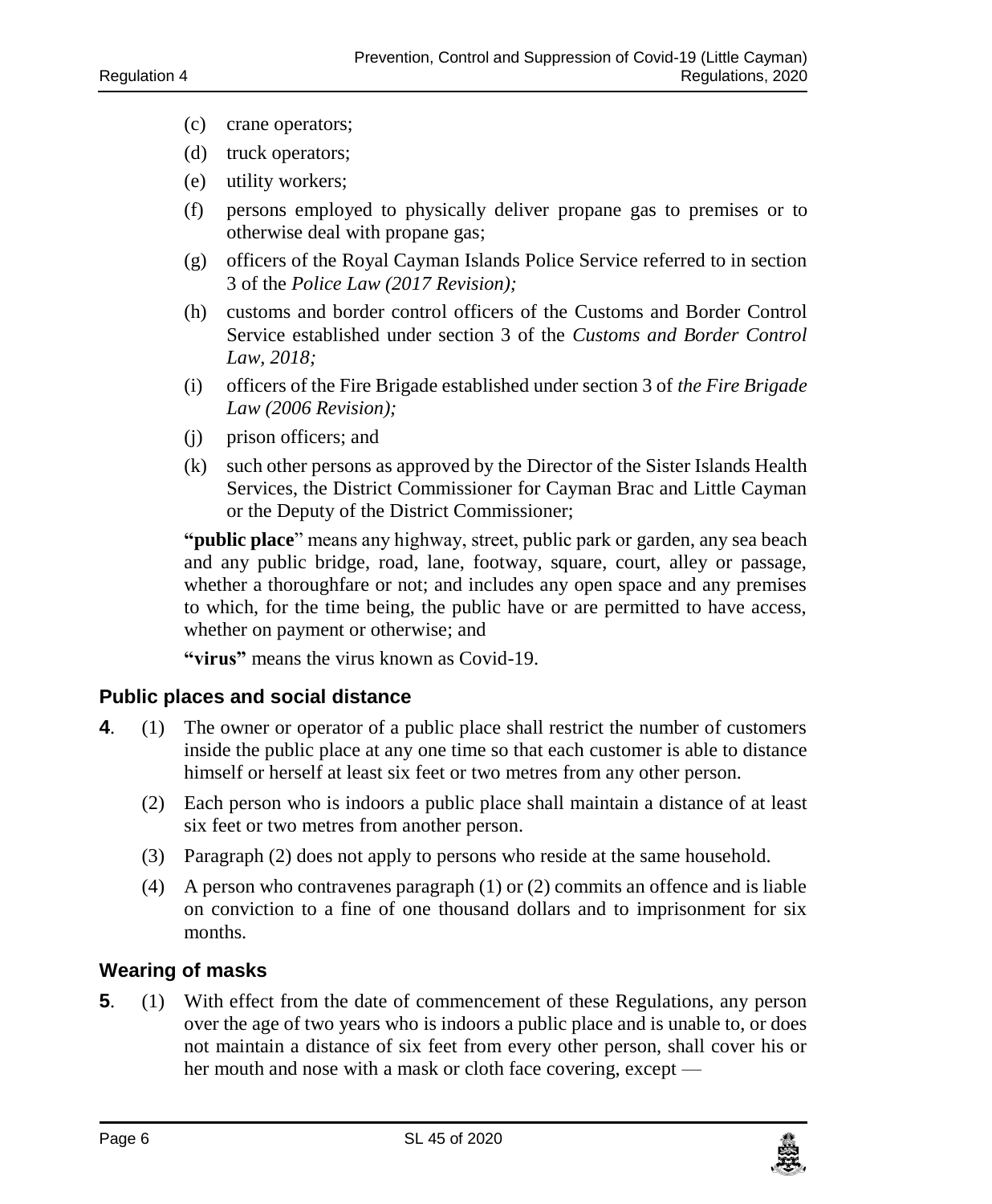(c) crane operators;

(d) truck operators;

(e) utility workers;

(f) persons employed to physically deliver propane gas to premises or to otherwise deal with propane gas;

(g) officers of the Royal Cayman Islands Police Service referred to in section 3 of the *Police Law (2017 Revision);*

(h) customs and border control officers of the Customs and Border Control Service established under section 3 of the *Customs and Border Control Law, 2018;*

(i) officers of the Fire Brigade established under section 3 of *the Fire Brigade Law (2006 Revision);*

(j) prison officers; and

(k) such other persons as approved by the Director of the Sister Islands Health Services, the District Commissioner for Cayman Brac and Little Cayman or the Deputy of the District Commissioner;

**"public place**" means any highway, street, public park or garden, any sea beach and any public bridge, road, lane, footway, square, court, alley or passage, whether a thoroughfare or not; and includes any open space and any premises to which, for the time being, the public have or are permitted to have access, whether on payment or otherwise; and

**"virus"** means the virus known as Covid-19.

### Public places and social distance

**4**. (1) The owner or operator of a public place shall restrict the number of customers inside the public place at any one time so that each customer is able to distance himself or herself at least six feet or two metres from any other person.

(2) Each person who is indoors a public place shall maintain a distance of at least six feet or two metres from another person.

(3) Paragraph (2) does not apply to persons who reside at the same household.

(4) A person who contravenes paragraph (1) or (2) commits an offence and is liable on conviction to a fine of one thousand dollars and to imprisonment for six months.

### Wearing of masks

**5**. (1) With effect from the date of commencement of these Regulations, any person over the age of two years who is indoors a public place and is unable to, or does not maintain a distance of six feet from every other person, shall cover his or her mouth and nose with a mask or cloth face covering, except —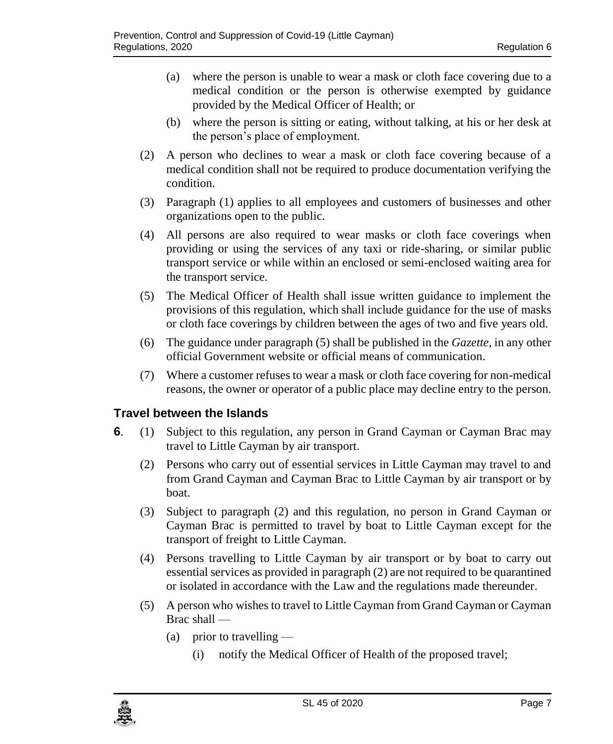- (a) where the person is unable to wear a mask or cloth face covering due to a medical condition or the person is otherwise exempted by guidance provided by the Medical Officer of Health; or
- (b) where the person is sitting or eating, without talking, at his or her desk at the person's place of employment.

(2) A person who declines to wear a mask or cloth face covering because of a medical condition shall not be required to produce documentation verifying the condition.

(3) Paragraph (1) applies to all employees and customers of businesses and other organizations open to the public.

(4) All persons are also required to wear masks or cloth face coverings when providing or using the services of any taxi or ride-sharing, or similar public transport service or while within an enclosed or semi-enclosed waiting area for the transport service.

(5) The Medical Officer of Health shall issue written guidance to implement the provisions of this regulation, which shall include guidance for the use of masks or cloth face coverings by children between the ages of two and five years old.

(6) The guidance under paragraph (5) shall be published in the *Gazette*, in any other official Government website or official means of communication.

(7) Where a customer refuses to wear a mask or cloth face covering for non-medical reasons, the owner or operator of a public place may decline entry to the person.

### Travel between the Islands

**6**. (1) Subject to this regulation, any person in Grand Cayman or Cayman Brac may travel to Little Cayman by air transport.

(2) Persons who carry out of essential services in Little Cayman may travel to and from Grand Cayman and Cayman Brac to Little Cayman by air transport or by boat.

(3) Subject to paragraph (2) and this regulation, no person in Grand Cayman or Cayman Brac is permitted to travel by boat to Little Cayman except for the transport of freight to Little Cayman.

(4) Persons travelling to Little Cayman by air transport or by boat to carry out essential services as provided in paragraph (2) are not required to be quarantined or isolated in accordance with the Law and the regulations made thereunder.

(5) A person who wishes to travel to Little Cayman from Grand Cayman or Cayman Brac shall —

- (a) prior to travelling —
  - (i) notify the Medical Officer of Health of the proposed travel;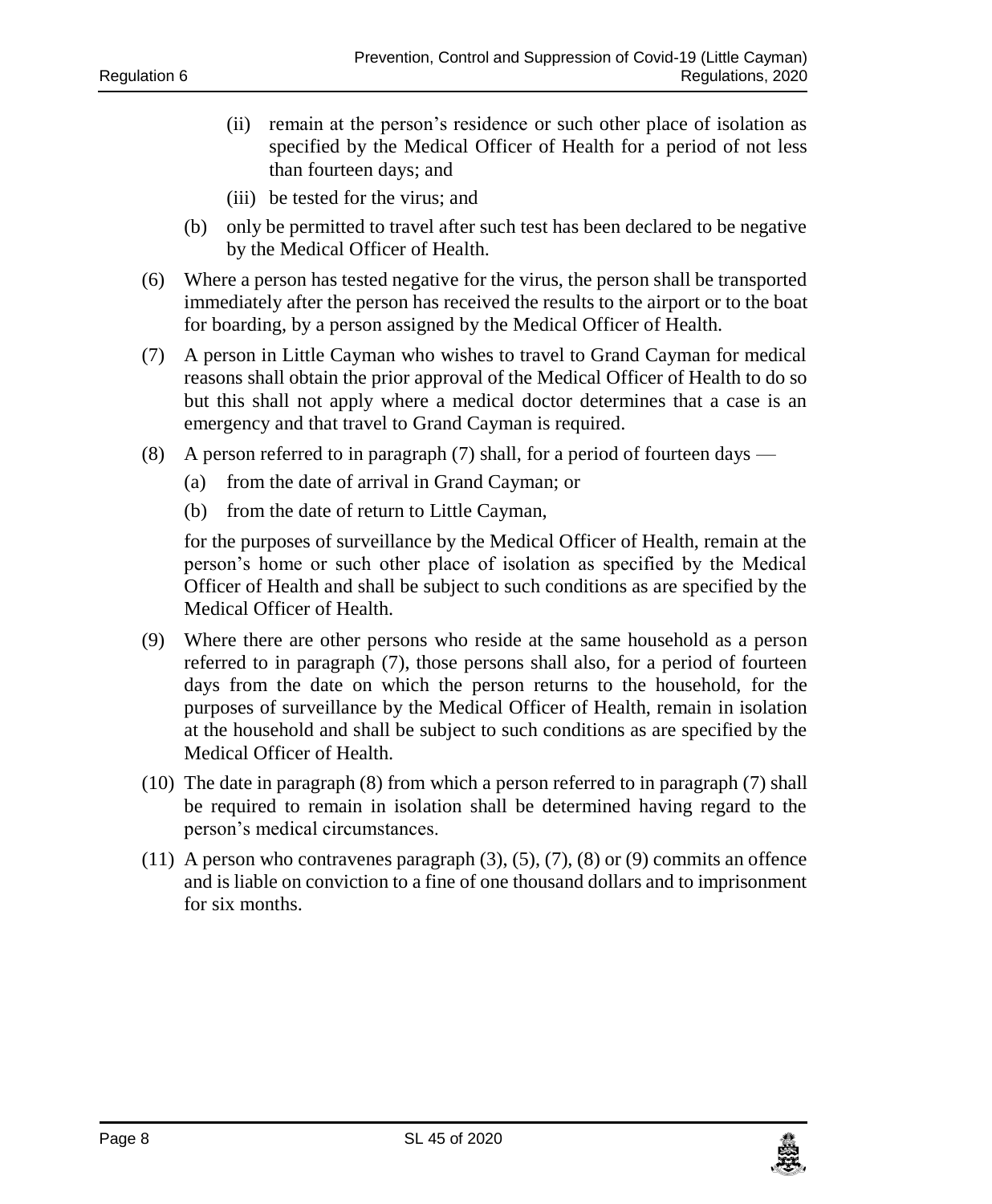(ii) remain at the person's residence or such other place of isolation as specified by the Medical Officer of Health for a period of not less than fourteen days; and

(iii) be tested for the virus; and

(b) only be permitted to travel after such test has been declared to be negative by the Medical Officer of Health.

(6) Where a person has tested negative for the virus, the person shall be transported immediately after the person has received the results to the airport or to the boat for boarding, by a person assigned by the Medical Officer of Health.

(7) A person in Little Cayman who wishes to travel to Grand Cayman for medical reasons shall obtain the prior approval of the Medical Officer of Health to do so but this shall not apply where a medical doctor determines that a case is an emergency and that travel to Grand Cayman is required.

(8) A person referred to in paragraph (7) shall, for a period of fourteen days —

(a) from the date of arrival in Grand Cayman; or

(b) from the date of return to Little Cayman,

for the purposes of surveillance by the Medical Officer of Health, remain at the person's home or such other place of isolation as specified by the Medical Officer of Health and shall be subject to such conditions as are specified by the Medical Officer of Health.

(9) Where there are other persons who reside at the same household as a person referred to in paragraph (7), those persons shall also, for a period of fourteen days from the date on which the person returns to the household, for the purposes of surveillance by the Medical Officer of Health, remain in isolation at the household and shall be subject to such conditions as are specified by the Medical Officer of Health.

(10) The date in paragraph (8) from which a person referred to in paragraph (7) shall be required to remain in isolation shall be determined having regard to the person's medical circumstances.

(11) A person who contravenes paragraph (3), (5), (7), (8) or (9) commits an offence and is liable on conviction to a fine of one thousand dollars and to imprisonment for six months.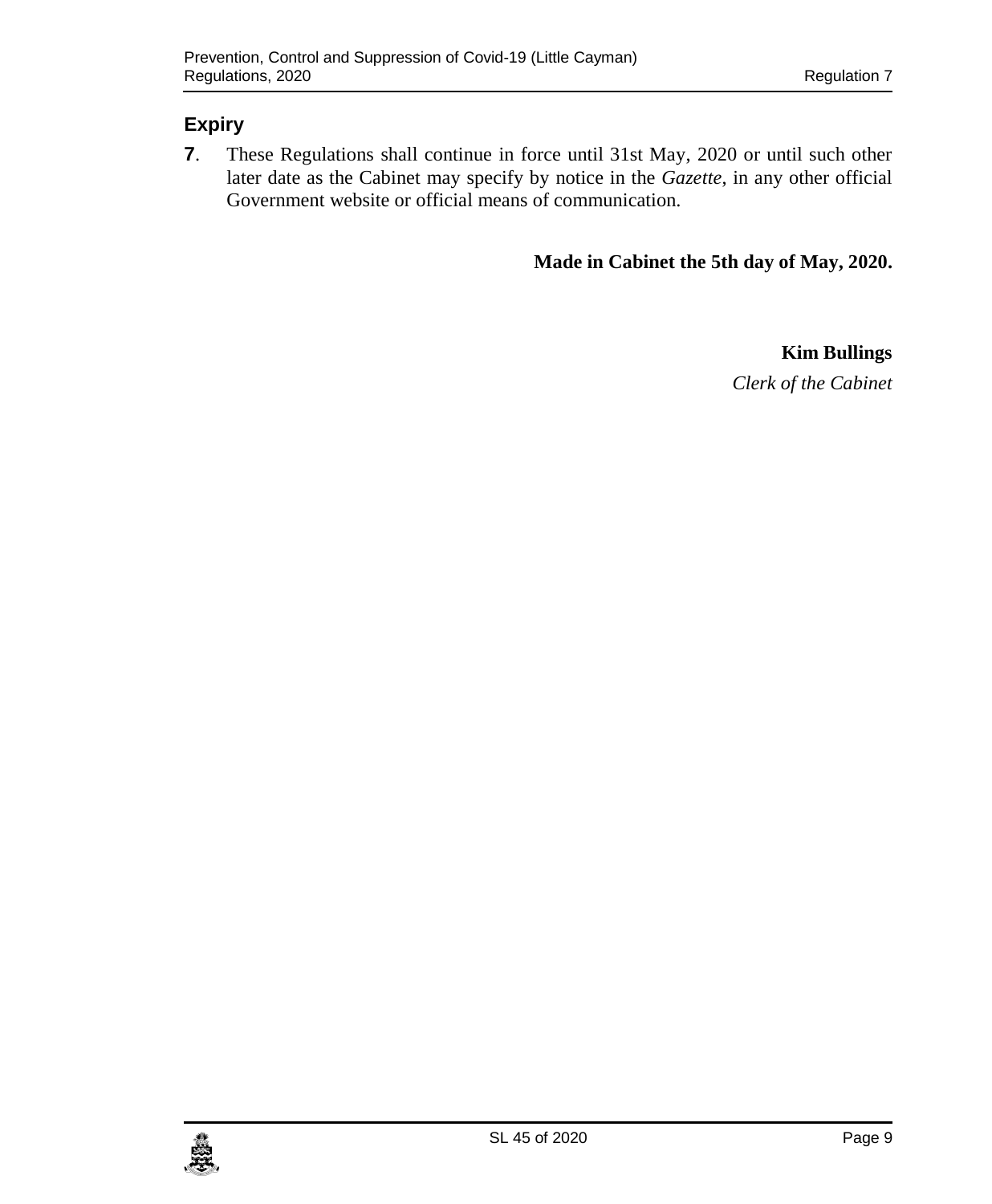## Expiry

**7**. These Regulations shall continue in force until 31st May, 2020 or until such other later date as the Cabinet may specify by notice in the *Gazette*, in any other official Government website or official means of communication.

**Made in Cabinet the 5th day of May, 2020.**

**Kim Bullings**

*Clerk of the Cabinet*